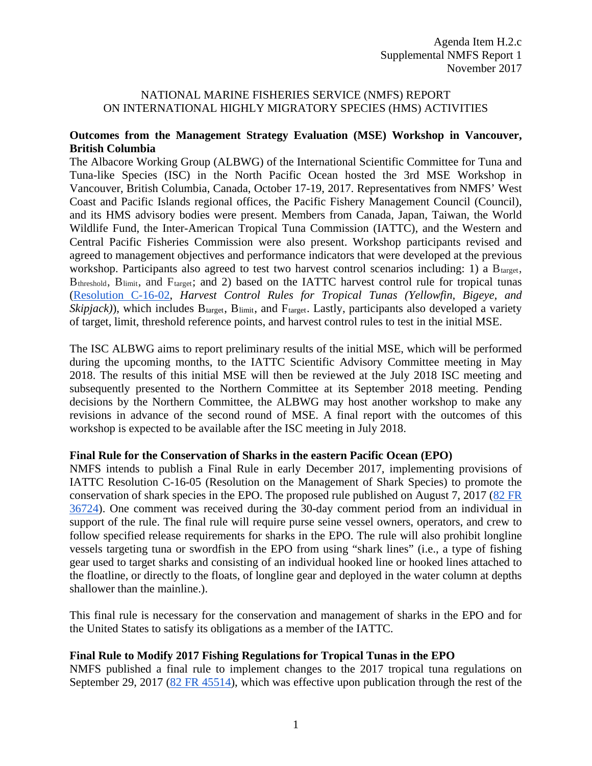Agenda Item H.2.c
Supplemental NMFS Report 1
November 2017

NATIONAL MARINE FISHERIES SERVICE (NMFS) REPORT
ON INTERNATIONAL HIGHLY MIGRATORY SPECIES (HMS) ACTIVITIES

**Outcomes from the Management Strategy Evaluation (MSE) Workshop in Vancouver, British Columbia**

The Albacore Working Group (ALBWG) of the International Scientific Committee for Tuna and Tuna-like Species (ISC) in the North Pacific Ocean hosted the 3rd MSE Workshop in Vancouver, British Columbia, Canada, October 17-19, 2017. Representatives from NMFS' West Coast and Pacific Islands regional offices, the Pacific Fishery Management Council (Council), and its HMS advisory bodies were present. Members from Canada, Japan, Taiwan, the World Wildlife Fund, the Inter-American Tropical Tuna Commission (IATTC), and the Western and Central Pacific Fisheries Commission were also present. Workshop participants revised and agreed to management objectives and performance indicators that were developed at the previous workshop. Participants also agreed to test two harvest control scenarios including: 1) a $B_{target}$, $B_{threshold}$, $B_{limit}$, and $F_{target}$; and 2) based on the IATTC harvest control rule for tropical tunas (Resolution C-16-02, *Harvest Control Rules for Tropical Tunas (Yellowfin, Bigeye, and Skipjack)*), which includes $B_{target}$, $B_{limit}$, and $F_{target}$. Lastly, participants also developed a variety of target, limit, threshold reference points, and harvest control rules to test in the initial MSE.

The ISC ALBWG aims to report preliminary results of the initial MSE, which will be performed during the upcoming months, to the IATTC Scientific Advisory Committee meeting in May 2018. The results of this initial MSE will then be reviewed at the July 2018 ISC meeting and subsequently presented to the Northern Committee at its September 2018 meeting. Pending decisions by the Northern Committee, the ALBWG may host another workshop to make any revisions in advance of the second round of MSE. A final report with the outcomes of this workshop is expected to be available after the ISC meeting in July 2018.

**Final Rule for the Conservation of Sharks in the eastern Pacific Ocean (EPO)**

NMFS intends to publish a Final Rule in early December 2017, implementing provisions of IATTC Resolution C-16-05 (Resolution on the Management of Shark Species) to promote the conservation of shark species in the EPO. The proposed rule published on August 7, 2017 (82 FR 36724). One comment was received during the 30-day comment period from an individual in support of the rule. The final rule will require purse seine vessel owners, operators, and crew to follow specified release requirements for sharks in the EPO. The rule will also prohibit longline vessels targeting tuna or swordfish in the EPO from using "shark lines" (i.e., a type of fishing gear used to target sharks and consisting of an individual hooked line or hooked lines attached to the floatline, or directly to the floats, of longline gear and deployed in the water column at depths shallower than the mainline.).

This final rule is necessary for the conservation and management of sharks in the EPO and for the United States to satisfy its obligations as a member of the IATTC.

**Final Rule to Modify 2017 Fishing Regulations for Tropical Tunas in the EPO**

NMFS published a final rule to implement changes to the 2017 tropical tuna regulations on September 29, 2017 (82 FR 45514), which was effective upon publication through the rest of the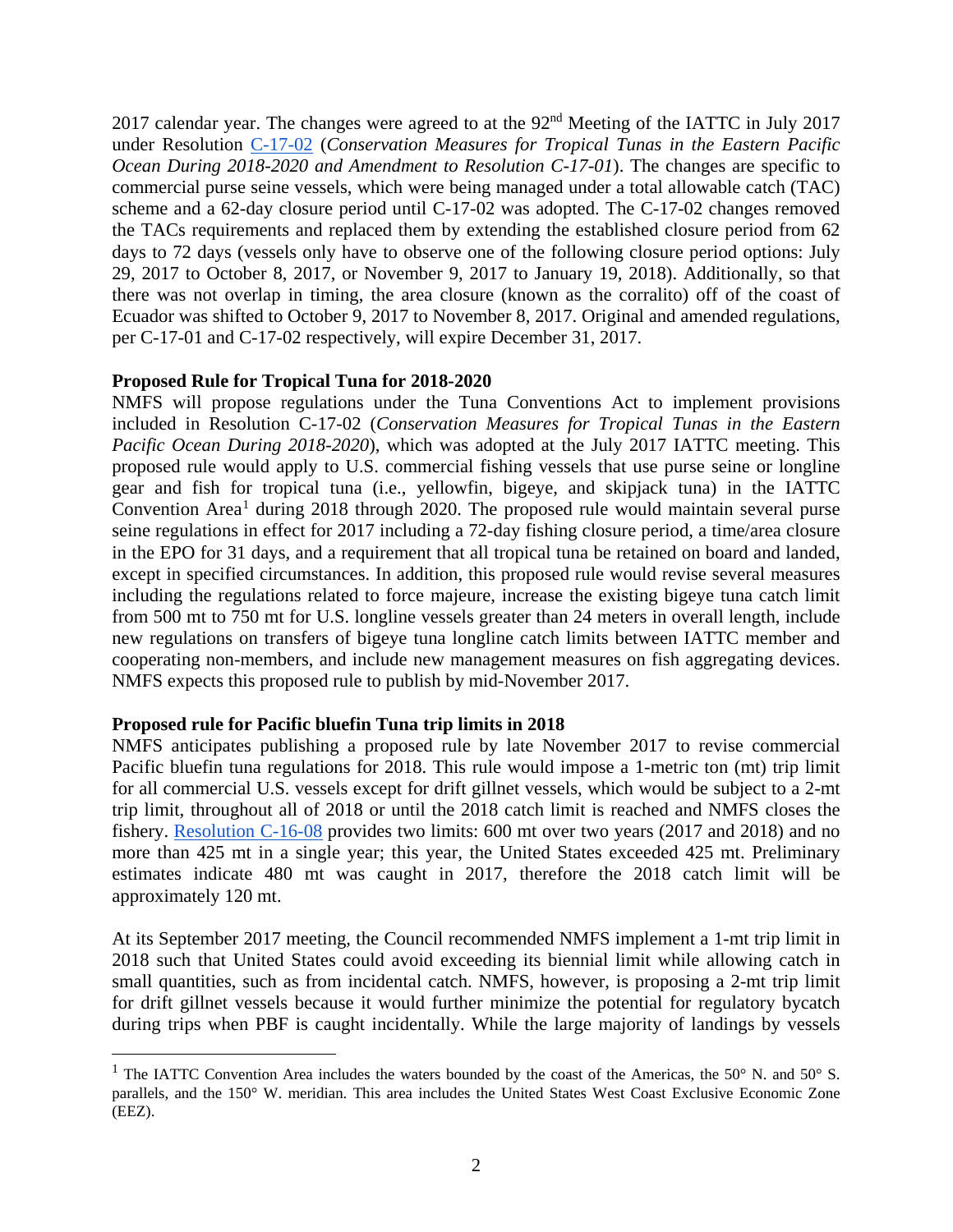2017 calendar year. The changes were agreed to at the 92nd Meeting of the IATTC in July 2017 under Resolution C-17-02 (*Conservation Measures for Tropical Tunas in the Eastern Pacific Ocean During 2018-2020 and Amendment to Resolution C-17-01*). The changes are specific to commercial purse seine vessels, which were being managed under a total allowable catch (TAC) scheme and a 62-day closure period until C-17-02 was adopted. The C-17-02 changes removed the TACs requirements and replaced them by extending the established closure period from 62 days to 72 days (vessels only have to observe one of the following closure period options: July 29, 2017 to October 8, 2017, or November 9, 2017 to January 19, 2018). Additionally, so that there was not overlap in timing, the area closure (known as the corralito) off of the coast of Ecuador was shifted to October 9, 2017 to November 8, 2017. Original and amended regulations, per C-17-01 and C-17-02 respectively, will expire December 31, 2017.

**Proposed Rule for Tropical Tuna for 2018-2020**

NMFS will propose regulations under the Tuna Conventions Act to implement provisions included in Resolution C-17-02 (*Conservation Measures for Tropical Tunas in the Eastern Pacific Ocean During 2018-2020*), which was adopted at the July 2017 IATTC meeting. This proposed rule would apply to U.S. commercial fishing vessels that use purse seine or longline gear and fish for tropical tuna (i.e., yellowfin, bigeye, and skipjack tuna) in the IATTC Convention Area[1] during 2018 through 2020. The proposed rule would maintain several purse seine regulations in effect for 2017 including a 72-day fishing closure period, a time/area closure in the EPO for 31 days, and a requirement that all tropical tuna be retained on board and landed, except in specified circumstances. In addition, this proposed rule would revise several measures including the regulations related to force majeure, increase the existing bigeye tuna catch limit from 500 mt to 750 mt for U.S. longline vessels greater than 24 meters in overall length, include new regulations on transfers of bigeye tuna longline catch limits between IATTC member and cooperating non-members, and include new management measures on fish aggregating devices. NMFS expects this proposed rule to publish by mid-November 2017.

**Proposed rule for Pacific bluefin Tuna trip limits in 2018**

NMFS anticipates publishing a proposed rule by late November 2017 to revise commercial Pacific bluefin tuna regulations for 2018. This rule would impose a 1-metric ton (mt) trip limit for all commercial U.S. vessels except for drift gillnet vessels, which would be subject to a 2-mt trip limit, throughout all of 2018 or until the 2018 catch limit is reached and NMFS closes the fishery. Resolution C-16-08 provides two limits: 600 mt over two years (2017 and 2018) and no more than 425 mt in a single year; this year, the United States exceeded 425 mt. Preliminary estimates indicate 480 mt was caught in 2017, therefore the 2018 catch limit will be approximately 120 mt.

At its September 2017 meeting, the Council recommended NMFS implement a 1-mt trip limit in 2018 such that United States could avoid exceeding its biennial limit while allowing catch in small quantities, such as from incidental catch. NMFS, however, is proposing a 2-mt trip limit for drift gillnet vessels because it would further minimize the potential for regulatory bycatch during trips when PBF is caught incidentally. While the large majority of landings by vessels

[1] The IATTC Convention Area includes the waters bounded by the coast of the Americas, the 50° N. and 50° S. parallels, and the 150° W. meridian. This area includes the United States West Coast Exclusive Economic Zone (EEZ).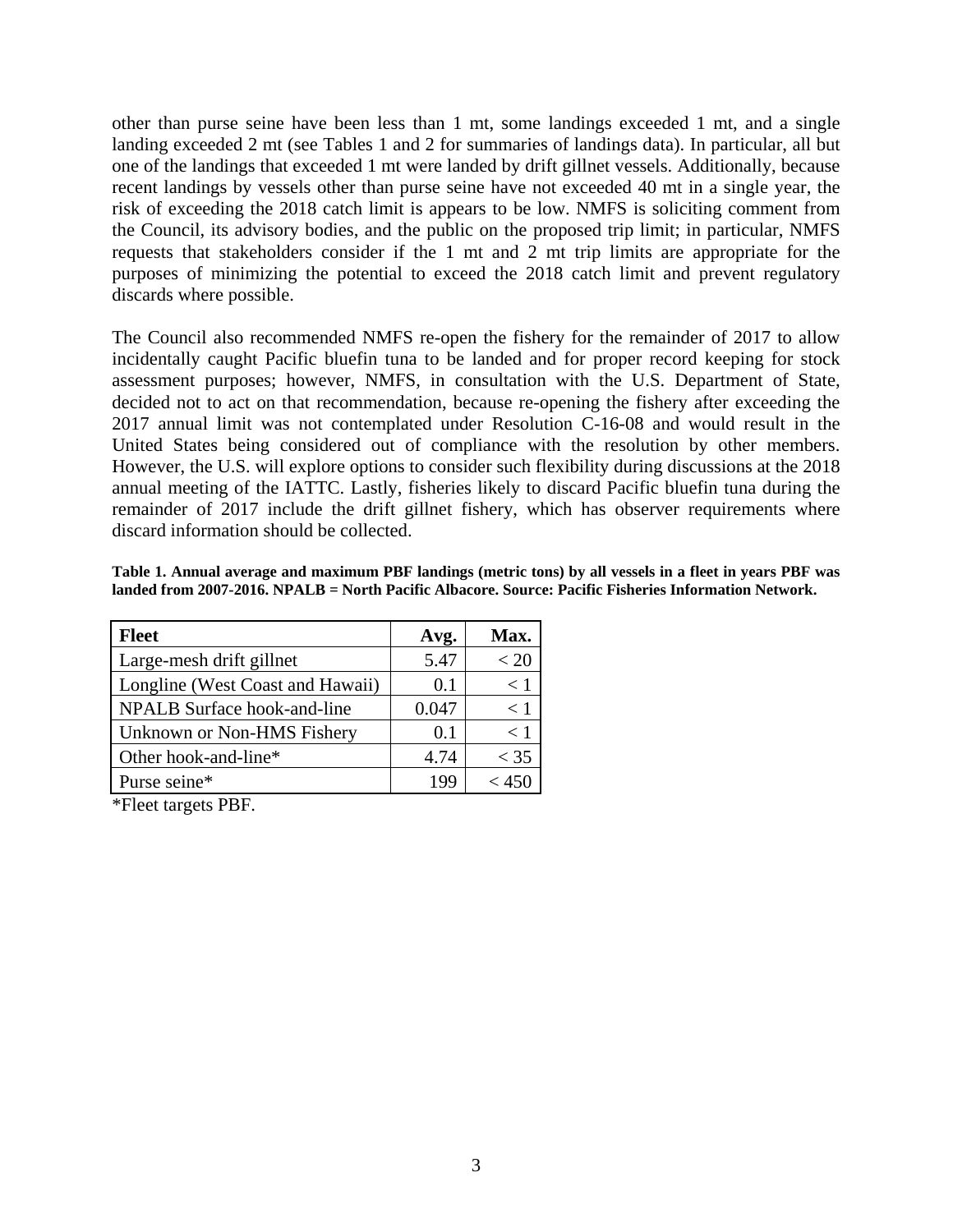other than purse seine have been less than 1 mt, some landings exceeded 1 mt, and a single landing exceeded 2 mt (see Tables 1 and 2 for summaries of landings data). In particular, all but one of the landings that exceeded 1 mt were landed by drift gillnet vessels. Additionally, because recent landings by vessels other than purse seine have not exceeded 40 mt in a single year, the risk of exceeding the 2018 catch limit is appears to be low. NMFS is soliciting comment from the Council, its advisory bodies, and the public on the proposed trip limit; in particular, NMFS requests that stakeholders consider if the 1 mt and 2 mt trip limits are appropriate for the purposes of minimizing the potential to exceed the 2018 catch limit and prevent regulatory discards where possible.

The Council also recommended NMFS re-open the fishery for the remainder of 2017 to allow incidentally caught Pacific bluefin tuna to be landed and for proper record keeping for stock assessment purposes; however, NMFS, in consultation with the U.S. Department of State, decided not to act on that recommendation, because re-opening the fishery after exceeding the 2017 annual limit was not contemplated under Resolution C-16-08 and would result in the United States being considered out of compliance with the resolution by other members. However, the U.S. will explore options to consider such flexibility during discussions at the 2018 annual meeting of the IATTC. Lastly, fisheries likely to discard Pacific bluefin tuna during the remainder of 2017 include the drift gillnet fishery, which has observer requirements where discard information should be collected.

**Table 1. Annual average and maximum PBF landings (metric tons) by all vessels in a fleet in years PBF was landed from 2007-2016. NPALB = North Pacific Albacore. Source: Pacific Fisheries Information Network.**

| Fleet | Avg. | Max. |
|---|---|---|
| Large-mesh drift gillnet | 5.47 | < 20 |
| Longline (West Coast and Hawaii) | 0.1 | < 1 |
| NPALB Surface hook-and-line | 0.047 | < 1 |
| Unknown or Non-HMS Fishery | 0.1 | < 1 |
| Other hook-and-line* | 4.74 | < 35 |
| Purse seine* | 199 | < 450 |

*Fleet targets PBF.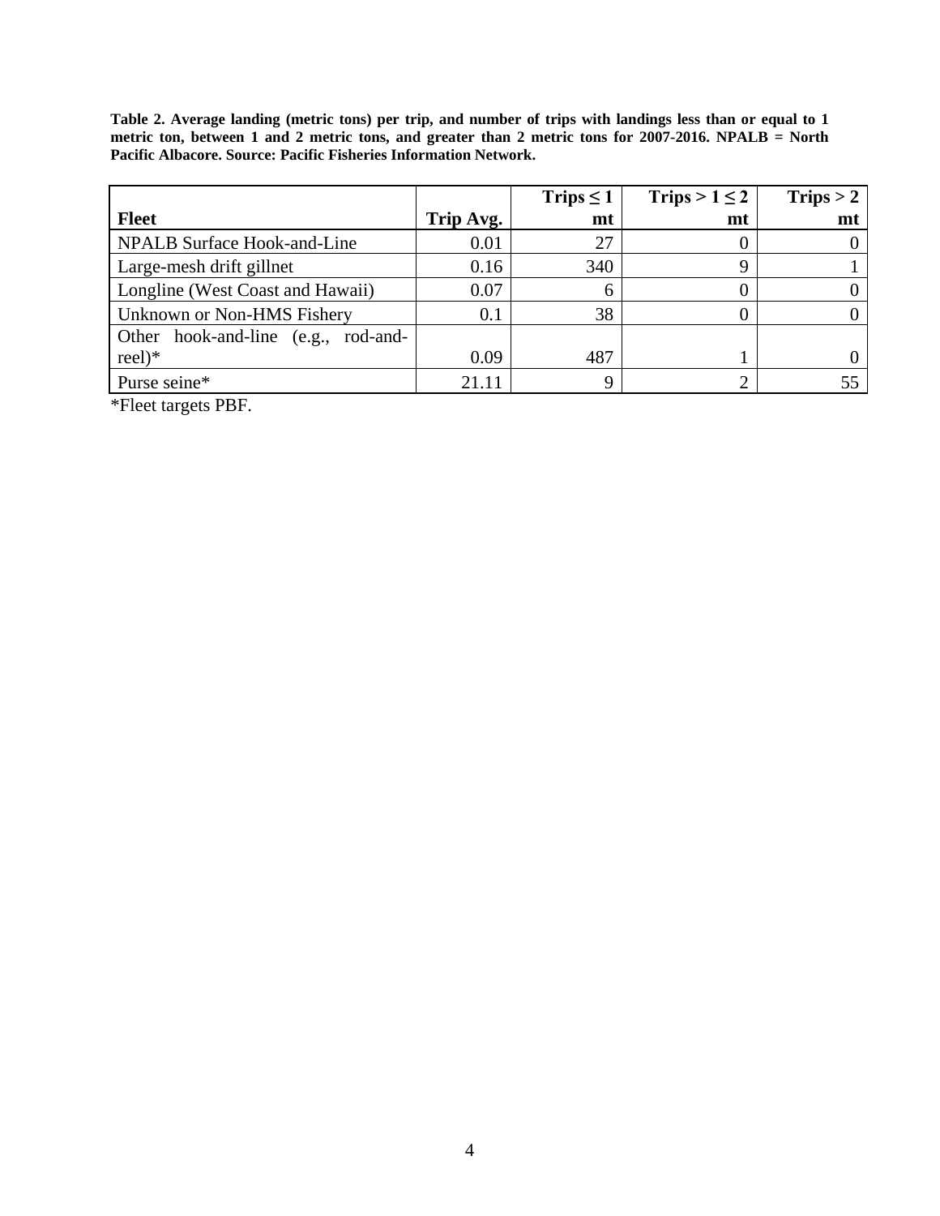**Table 2. Average landing (metric tons) per trip, and number of trips with landings less than or equal to 1 metric ton, between 1 and 2 metric tons, and greater than 2 metric tons for 2007-2016. NPALB = North Pacific Albacore. Source: Pacific Fisheries Information Network.**

| Fleet | Trip Avg. | Trips ≤ 1 mt | Trips > 1 ≤ 2 mt | Trips > 2 mt |
|---|---|---|---|---|
| NPALB Surface Hook-and-Line | 0.01 | 27 | 0 | 0 |
| Large-mesh drift gillnet | 0.16 | 340 | 9 | 1 |
| Longline (West Coast and Hawaii) | 0.07 | 6 | 0 | 0 |
| Unknown or Non-HMS Fishery | 0.1 | 38 | 0 | 0 |
| Other hook-and-line (e.g., rod-and-reel)* | 0.09 | 487 | 1 | 0 |
| Purse seine* | 21.11 | 9 | 2 | 55 |

*Fleet targets PBF.